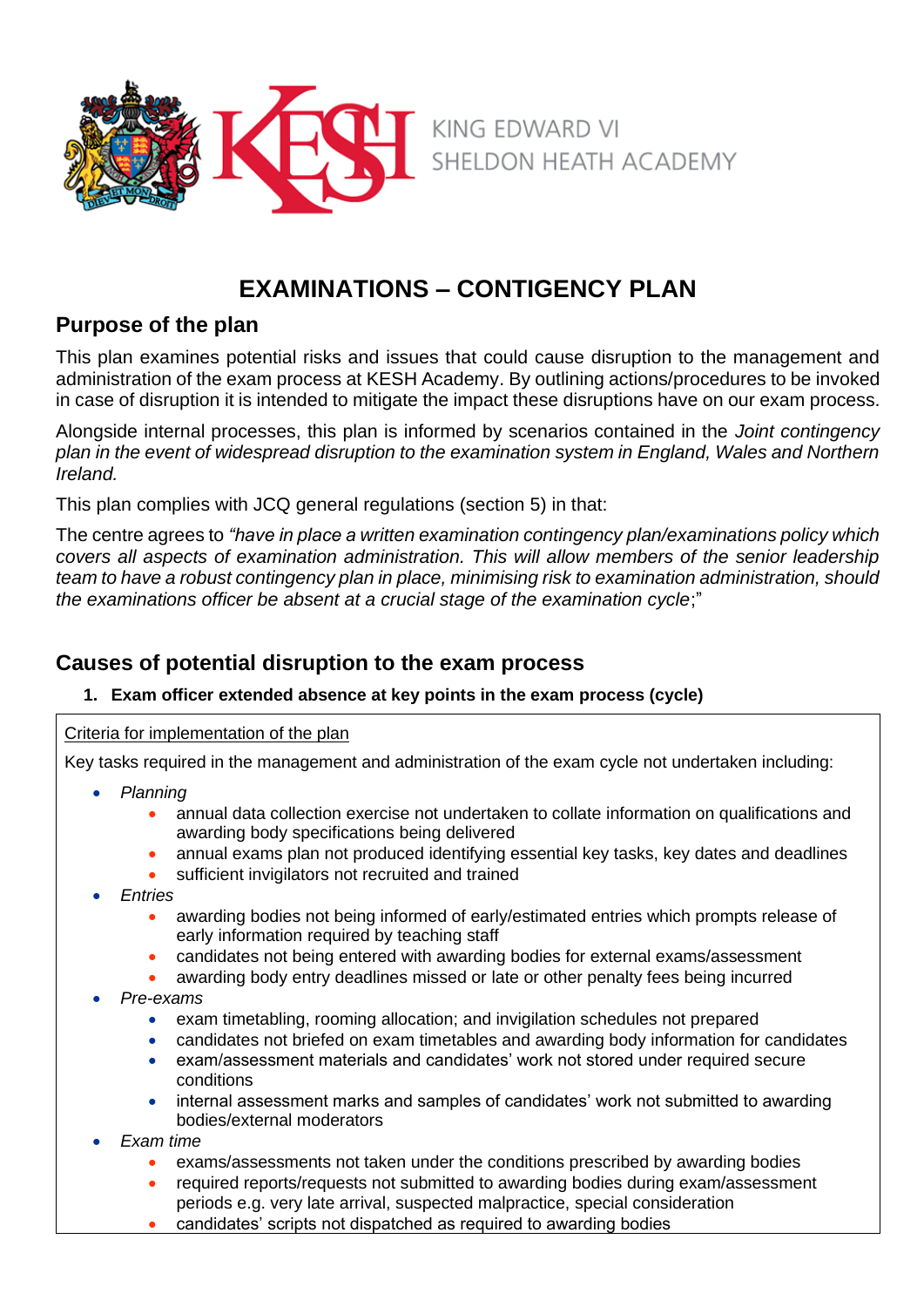KING EDWARD VI
SHELDON HEATH ACADEMY

# EXAMINATIONS – CONTIGENCY PLAN

## Purpose of the plan

This plan examines potential risks and issues that could cause disruption to the management and administration of the exam process at KESH Academy. By outlining actions/procedures to be invoked in case of disruption it is intended to mitigate the impact these disruptions have on our exam process.

Alongside internal processes, this plan is informed by scenarios contained in the *Joint contingency plan in the event of widespread disruption to the examination system in England, Wales and Northern Ireland.*

This plan complies with JCQ general regulations (section 5) in that:

The centre agrees to *"have in place a written examination contingency plan/examinations policy which covers all aspects of examination administration. This will allow members of the senior leadership team to have a robust contingency plan in place, minimising risk to examination administration, should the examinations officer be absent at a crucial stage of the examination cycle*;"

## Causes of potential disruption to the exam process

1. **Exam officer extended absence at key points in the exam process (cycle)**

Criteria for implementation of the plan

Key tasks required in the management and administration of the exam cycle not undertaken including:

- *Planning*
  - annual data collection exercise not undertaken to collate information on qualifications and awarding body specifications being delivered
  - annual exams plan not produced identifying essential key tasks, key dates and deadlines
  - sufficient invigilators not recruited and trained
- *Entries*
  - awarding bodies not being informed of early/estimated entries which prompts release of early information required by teaching staff
  - candidates not being entered with awarding bodies for external exams/assessment
  - awarding body entry deadlines missed or late or other penalty fees being incurred
- *Pre-exams*
  - exam timetabling, rooming allocation; and invigilation schedules not prepared
  - candidates not briefed on exam timetables and awarding body information for candidates
  - exam/assessment materials and candidates' work not stored under required secure conditions
  - internal assessment marks and samples of candidates' work not submitted to awarding bodies/external moderators
- *Exam time*
  - exams/assessments not taken under the conditions prescribed by awarding bodies
  - required reports/requests not submitted to awarding bodies during exam/assessment periods e.g. very late arrival, suspected malpractice, special consideration
  - candidates' scripts not dispatched as required to awarding bodies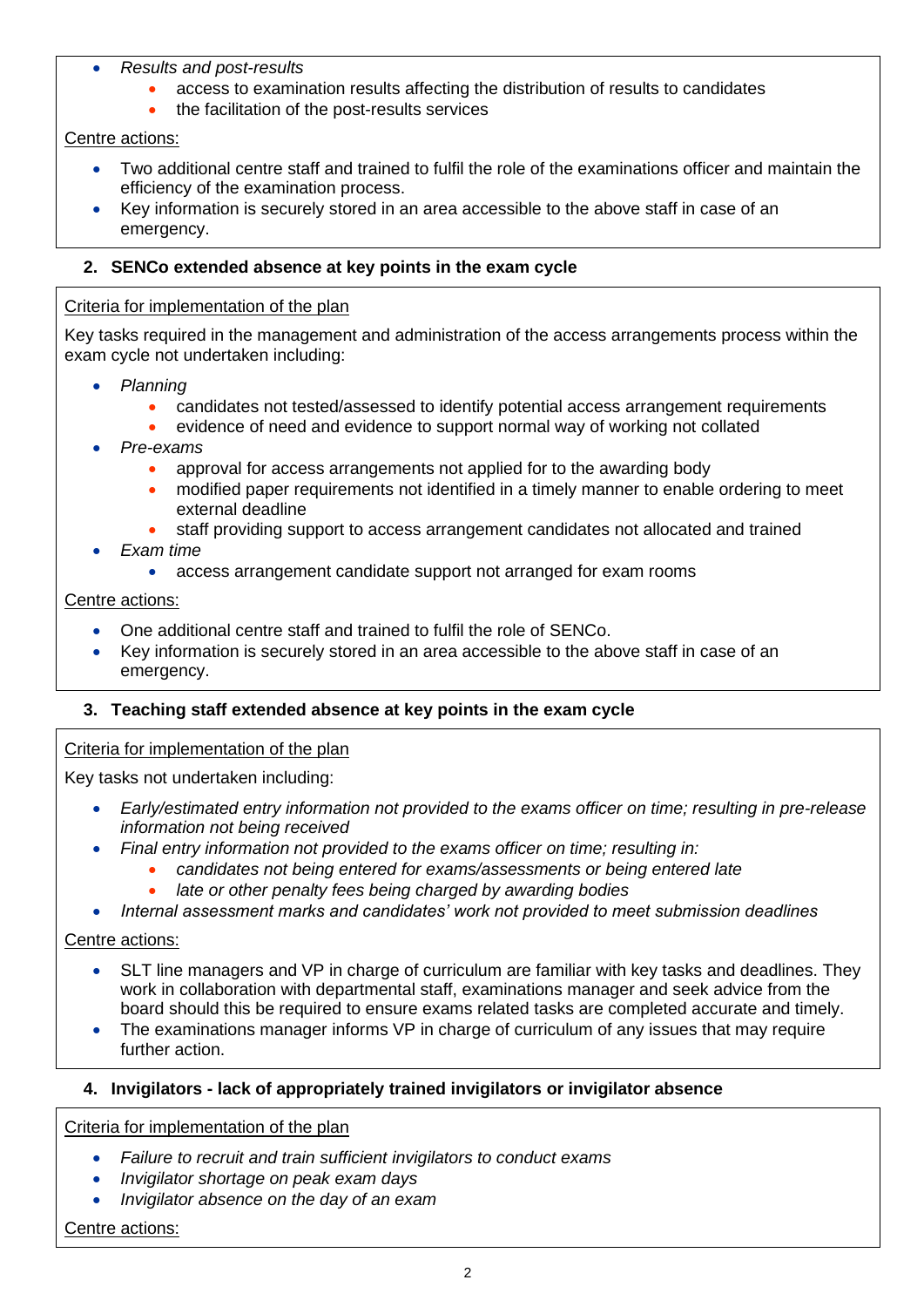- *Results and post-results*
  - access to examination results affecting the distribution of results to candidates
  - the facilitation of the post-results services

Centre actions:

- Two additional centre staff and trained to fulfil the role of the examinations officer and maintain the efficiency of the examination process.
- Key information is securely stored in an area accessible to the above staff in case of an emergency.

**2. SENCo extended absence at key points in the exam cycle**

Criteria for implementation of the plan

Key tasks required in the management and administration of the access arrangements process within the exam cycle not undertaken including:

- *Planning*
  - candidates not tested/assessed to identify potential access arrangement requirements
  - evidence of need and evidence to support normal way of working not collated
- *Pre-exams*
  - approval for access arrangements not applied for to the awarding body
  - modified paper requirements not identified in a timely manner to enable ordering to meet external deadline
  - staff providing support to access arrangement candidates not allocated and trained
- *Exam time*
  - access arrangement candidate support not arranged for exam rooms

Centre actions:

- One additional centre staff and trained to fulfil the role of SENCo.
- Key information is securely stored in an area accessible to the above staff in case of an emergency.

**3. Teaching staff extended absence at key points in the exam cycle**

Criteria for implementation of the plan

Key tasks not undertaken including:

- *Early/estimated entry information not provided to the exams officer on time; resulting in pre-release information not being received*
- *Final entry information not provided to the exams officer on time; resulting in:*
  - *candidates not being entered for exams/assessments or being entered late*
  - *late or other penalty fees being charged by awarding bodies*
- *Internal assessment marks and candidates' work not provided to meet submission deadlines*

Centre actions:

- SLT line managers and VP in charge of curriculum are familiar with key tasks and deadlines. They work in collaboration with departmental staff, examinations manager and seek advice from the board should this be required to ensure exams related tasks are completed accurate and timely.
- The examinations manager informs VP in charge of curriculum of any issues that may require further action.

**4. Invigilators - lack of appropriately trained invigilators or invigilator absence**

Criteria for implementation of the plan

- *Failure to recruit and train sufficient invigilators to conduct exams*
- *Invigilator shortage on peak exam days*
- *Invigilator absence on the day of an exam*

Centre actions: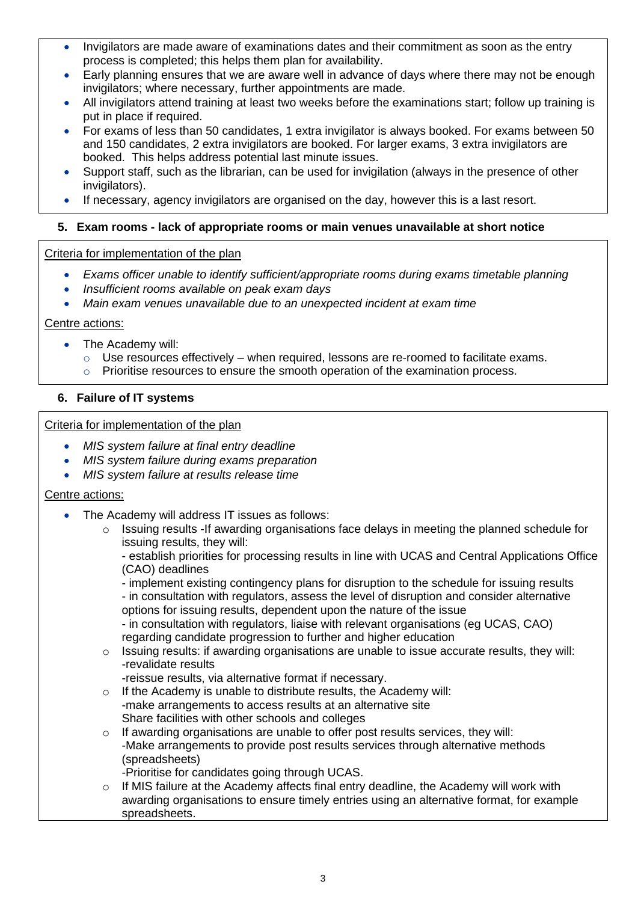- Invigilators are made aware of examinations dates and their commitment as soon as the entry process is completed; this helps them plan for availability.
- Early planning ensures that we are aware well in advance of days where there may not be enough invigilators; where necessary, further appointments are made.
- All invigilators attend training at least two weeks before the examinations start; follow up training is put in place if required.
- For exams of less than 50 candidates, 1 extra invigilator is always booked. For exams between 50 and 150 candidates, 2 extra invigilators are booked. For larger exams, 3 extra invigilators are booked. This helps address potential last minute issues.
- Support staff, such as the librarian, can be used for invigilation (always in the presence of other invigilators).
- If necessary, agency invigilators are organised on the day, however this is a last resort.

### 5. Exam rooms - lack of appropriate rooms or main venues unavailable at short notice

Criteria for implementation of the plan

- *Exams officer unable to identify sufficient/appropriate rooms during exams timetable planning*
- *Insufficient rooms available on peak exam days*
- *Main exam venues unavailable due to an unexpected incident at exam time*

Centre actions:

- The Academy will:
  - Use resources effectively – when required, lessons are re-roomed to facilitate exams.
  - Prioritise resources to ensure the smooth operation of the examination process.

### 6. Failure of IT systems

Criteria for implementation of the plan

- *MIS system failure at final entry deadline*
- *MIS system failure during exams preparation*
- *MIS system failure at results release time*

Centre actions:

- The Academy will address IT issues as follows:
  - Issuing results -If awarding organisations face delays in meeting the planned schedule for issuing results, they will:
    - establish priorities for processing results in line with UCAS and Central Applications Office (CAO) deadlines
    - implement existing contingency plans for disruption to the schedule for issuing results
    - in consultation with regulators, assess the level of disruption and consider alternative options for issuing results, dependent upon the nature of the issue
    - in consultation with regulators, liaise with relevant organisations (eg UCAS, CAO) regarding candidate progression to further and higher education
  - Issuing results: if awarding organisations are unable to issue accurate results, they will:
    -revalidate results
    -reissue results, via alternative format if necessary.
  - If the Academy is unable to distribute results, the Academy will:
    -make arrangements to access results at an alternative site
    Share facilities with other schools and colleges
  - If awarding organisations are unable to offer post results services, they will:
    -Make arrangements to provide post results services through alternative methods (spreadsheets)
    -Prioritise for candidates going through UCAS.
  - If MIS failure at the Academy affects final entry deadline, the Academy will work with awarding organisations to ensure timely entries using an alternative format, for example spreadsheets.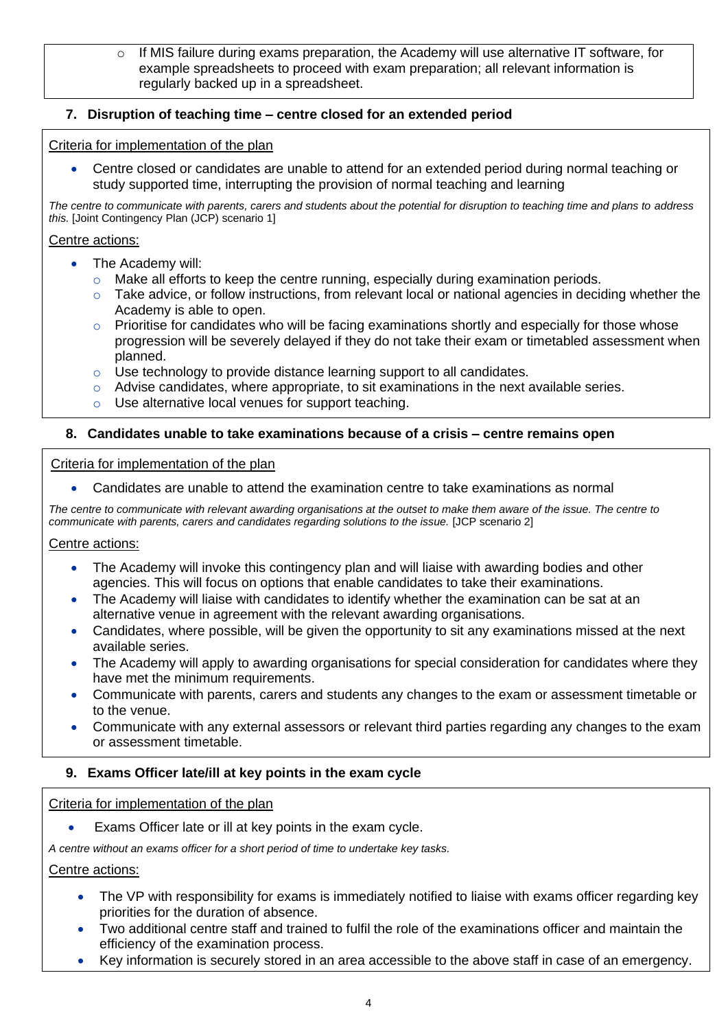- If MIS failure during exams preparation, the Academy will use alternative IT software, for example spreadsheets to proceed with exam preparation; all relevant information is regularly backed up in a spreadsheet.

### 7. Disruption of teaching time – centre closed for an extended period

Criteria for implementation of the plan

- Centre closed or candidates are unable to attend for an extended period during normal teaching or study supported time, interrupting the provision of normal teaching and learning

*The centre to communicate with parents, carers and students about the potential for disruption to teaching time and plans to address this.* [Joint Contingency Plan (JCP) scenario 1]

Centre actions:

- The Academy will:
  - Make all efforts to keep the centre running, especially during examination periods.
  - Take advice, or follow instructions, from relevant local or national agencies in deciding whether the Academy is able to open.
  - Prioritise for candidates who will be facing examinations shortly and especially for those whose progression will be severely delayed if they do not take their exam or timetabled assessment when planned.
  - Use technology to provide distance learning support to all candidates.
  - Advise candidates, where appropriate, to sit examinations in the next available series.
  - Use alternative local venues for support teaching.

### 8. Candidates unable to take examinations because of a crisis – centre remains open

Criteria for implementation of the plan

- Candidates are unable to attend the examination centre to take examinations as normal

*The centre to communicate with relevant awarding organisations at the outset to make them aware of the issue. The centre to communicate with parents, carers and candidates regarding solutions to the issue.* [JCP scenario 2]

Centre actions:

- The Academy will invoke this contingency plan and will liaise with awarding bodies and other agencies. This will focus on options that enable candidates to take their examinations.
- The Academy will liaise with candidates to identify whether the examination can be sat at an alternative venue in agreement with the relevant awarding organisations.
- Candidates, where possible, will be given the opportunity to sit any examinations missed at the next available series.
- The Academy will apply to awarding organisations for special consideration for candidates where they have met the minimum requirements.
- Communicate with parents, carers and students any changes to the exam or assessment timetable or to the venue.
- Communicate with any external assessors or relevant third parties regarding any changes to the exam or assessment timetable.

### 9. Exams Officer late/ill at key points in the exam cycle

Criteria for implementation of the plan

- Exams Officer late or ill at key points in the exam cycle.

*A centre without an exams officer for a short period of time to undertake key tasks.*

Centre actions:

- The VP with responsibility for exams is immediately notified to liaise with exams officer regarding key priorities for the duration of absence.
- Two additional centre staff and trained to fulfil the role of the examinations officer and maintain the efficiency of the examination process.
- Key information is securely stored in an area accessible to the above staff in case of an emergency.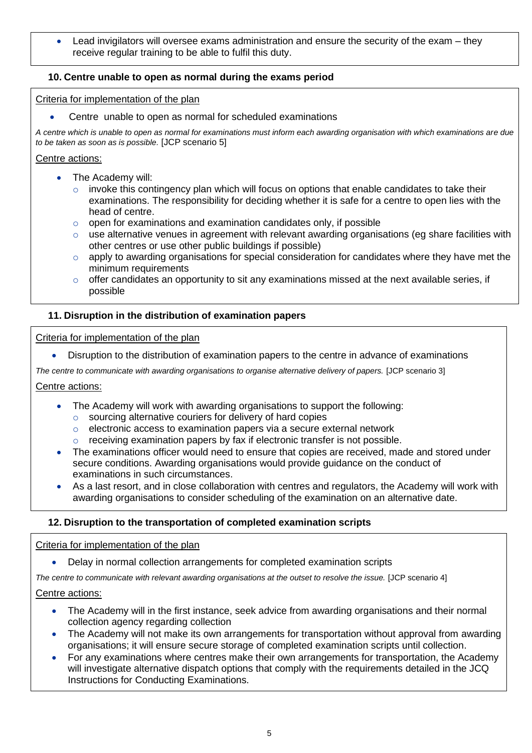- Lead invigilators will oversee exams administration and ensure the security of the exam – they receive regular training to be able to fulfil this duty.

## 10. Centre unable to open as normal during the exams period

Criteria for implementation of the plan

- Centre unable to open as normal for scheduled examinations

*A centre which is unable to open as normal for examinations must inform each awarding organisation with which examinations are due to be taken as soon as is possible.* [JCP scenario 5]

Centre actions:

- The Academy will:
  - invoke this contingency plan which will focus on options that enable candidates to take their examinations. The responsibility for deciding whether it is safe for a centre to open lies with the head of centre.
  - open for examinations and examination candidates only, if possible
  - use alternative venues in agreement with relevant awarding organisations (eg share facilities with other centres or use other public buildings if possible)
  - apply to awarding organisations for special consideration for candidates where they have met the minimum requirements
  - offer candidates an opportunity to sit any examinations missed at the next available series, if possible

## 11. Disruption in the distribution of examination papers

Criteria for implementation of the plan

- Disruption to the distribution of examination papers to the centre in advance of examinations

*The centre to communicate with awarding organisations to organise alternative delivery of papers.* [JCP scenario 3]

Centre actions:

- The Academy will work with awarding organisations to support the following:
  - sourcing alternative couriers for delivery of hard copies
  - electronic access to examination papers via a secure external network
  - receiving examination papers by fax if electronic transfer is not possible.
- The examinations officer would need to ensure that copies are received, made and stored under secure conditions. Awarding organisations would provide guidance on the conduct of examinations in such circumstances.
- As a last resort, and in close collaboration with centres and regulators, the Academy will work with awarding organisations to consider scheduling of the examination on an alternative date.

## 12. Disruption to the transportation of completed examination scripts

Criteria for implementation of the plan

- Delay in normal collection arrangements for completed examination scripts

*The centre to communicate with relevant awarding organisations at the outset to resolve the issue.* [JCP scenario 4]

Centre actions:

- The Academy will in the first instance, seek advice from awarding organisations and their normal collection agency regarding collection
- The Academy will not make its own arrangements for transportation without approval from awarding organisations; it will ensure secure storage of completed examination scripts until collection.
- For any examinations where centres make their own arrangements for transportation, the Academy will investigate alternative dispatch options that comply with the requirements detailed in the JCQ Instructions for Conducting Examinations.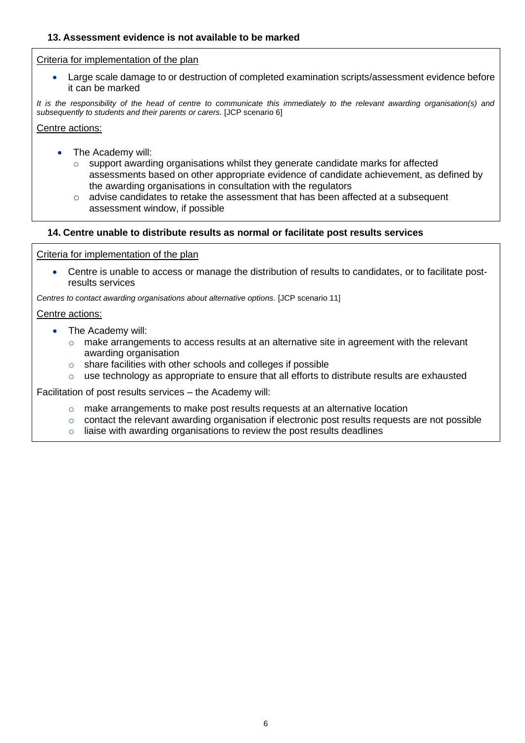### 13. Assessment evidence is not available to be marked

Criteria for implementation of the plan

- Large scale damage to or destruction of completed examination scripts/assessment evidence before it can be marked

*It is the responsibility of the head of centre to communicate this immediately to the relevant awarding organisation(s) and subsequently to students and their parents or carers.* [JCP scenario 6]

Centre actions:

- The Academy will:
  - support awarding organisations whilst they generate candidate marks for affected assessments based on other appropriate evidence of candidate achievement, as defined by the awarding organisations in consultation with the regulators
  - advise candidates to retake the assessment that has been affected at a subsequent assessment window, if possible

### 14. Centre unable to distribute results as normal or facilitate post results services

Criteria for implementation of the plan

- Centre is unable to access or manage the distribution of results to candidates, or to facilitate post-results services

*Centres to contact awarding organisations about alternative options*. [JCP scenario 11]

Centre actions:

- The Academy will:
  - make arrangements to access results at an alternative site in agreement with the relevant awarding organisation
  - share facilities with other schools and colleges if possible
  - use technology as appropriate to ensure that all efforts to distribute results are exhausted

Facilitation of post results services – the Academy will:

- make arrangements to make post results requests at an alternative location
- contact the relevant awarding organisation if electronic post results requests are not possible
- liaise with awarding organisations to review the post results deadlines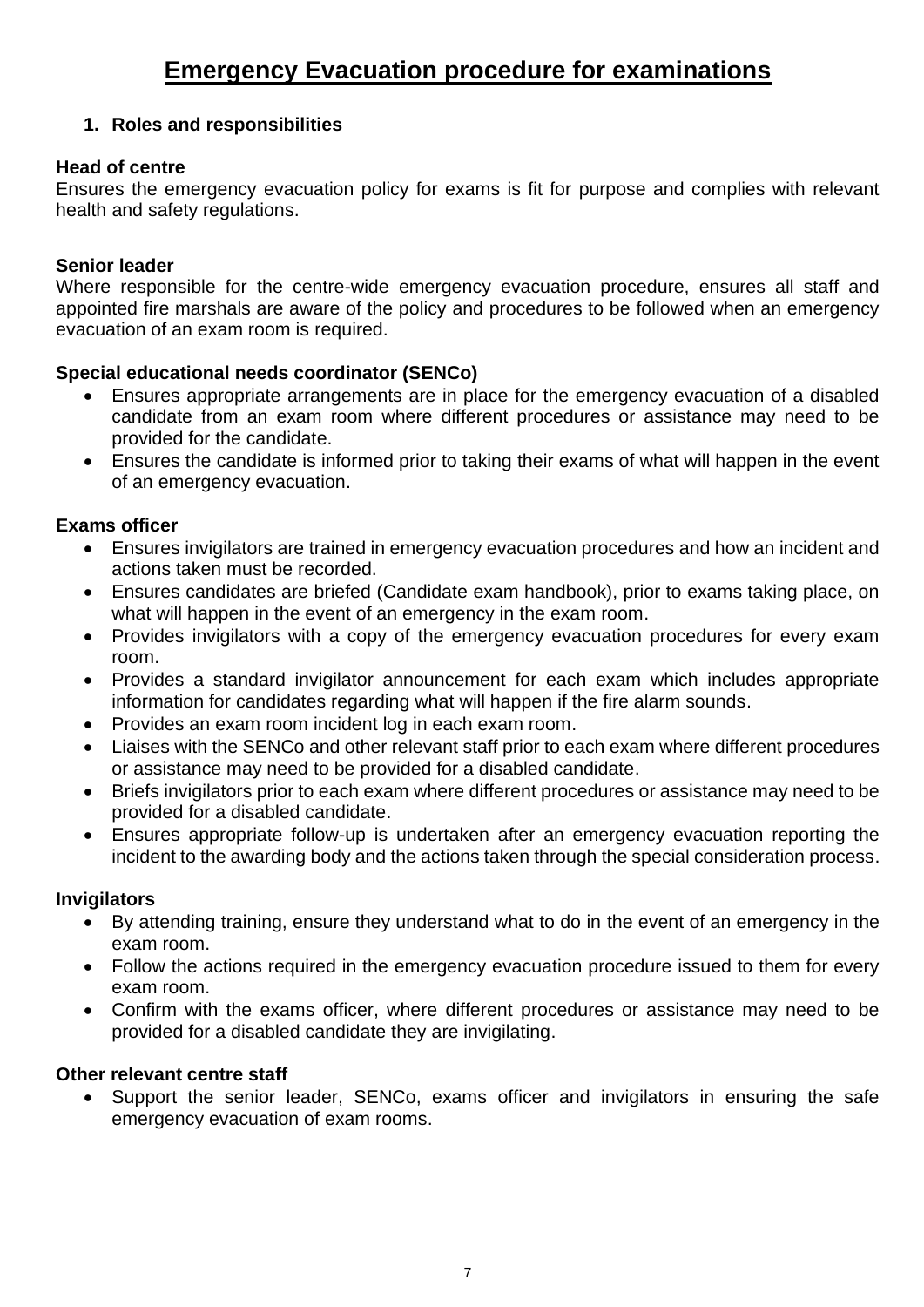# Emergency Evacuation procedure for examinations

## 1. Roles and responsibilities

**Head of centre**

Ensures the emergency evacuation policy for exams is fit for purpose and complies with relevant health and safety regulations.

**Senior leader**

Where responsible for the centre-wide emergency evacuation procedure, ensures all staff and appointed fire marshals are aware of the policy and procedures to be followed when an emergency evacuation of an exam room is required.

**Special educational needs coordinator (SENCo)**

- Ensures appropriate arrangements are in place for the emergency evacuation of a disabled candidate from an exam room where different procedures or assistance may need to be provided for the candidate.
- Ensures the candidate is informed prior to taking their exams of what will happen in the event of an emergency evacuation.

**Exams officer**

- Ensures invigilators are trained in emergency evacuation procedures and how an incident and actions taken must be recorded.
- Ensures candidates are briefed (Candidate exam handbook), prior to exams taking place, on what will happen in the event of an emergency in the exam room.
- Provides invigilators with a copy of the emergency evacuation procedures for every exam room.
- Provides a standard invigilator announcement for each exam which includes appropriate information for candidates regarding what will happen if the fire alarm sounds.
- Provides an exam room incident log in each exam room.
- Liaises with the SENCo and other relevant staff prior to each exam where different procedures or assistance may need to be provided for a disabled candidate.
- Briefs invigilators prior to each exam where different procedures or assistance may need to be provided for a disabled candidate.
- Ensures appropriate follow-up is undertaken after an emergency evacuation reporting the incident to the awarding body and the actions taken through the special consideration process.

**Invigilators**

- By attending training, ensure they understand what to do in the event of an emergency in the exam room.
- Follow the actions required in the emergency evacuation procedure issued to them for every exam room.
- Confirm with the exams officer, where different procedures or assistance may need to be provided for a disabled candidate they are invigilating.

**Other relevant centre staff**

- Support the senior leader, SENCo, exams officer and invigilators in ensuring the safe emergency evacuation of exam rooms.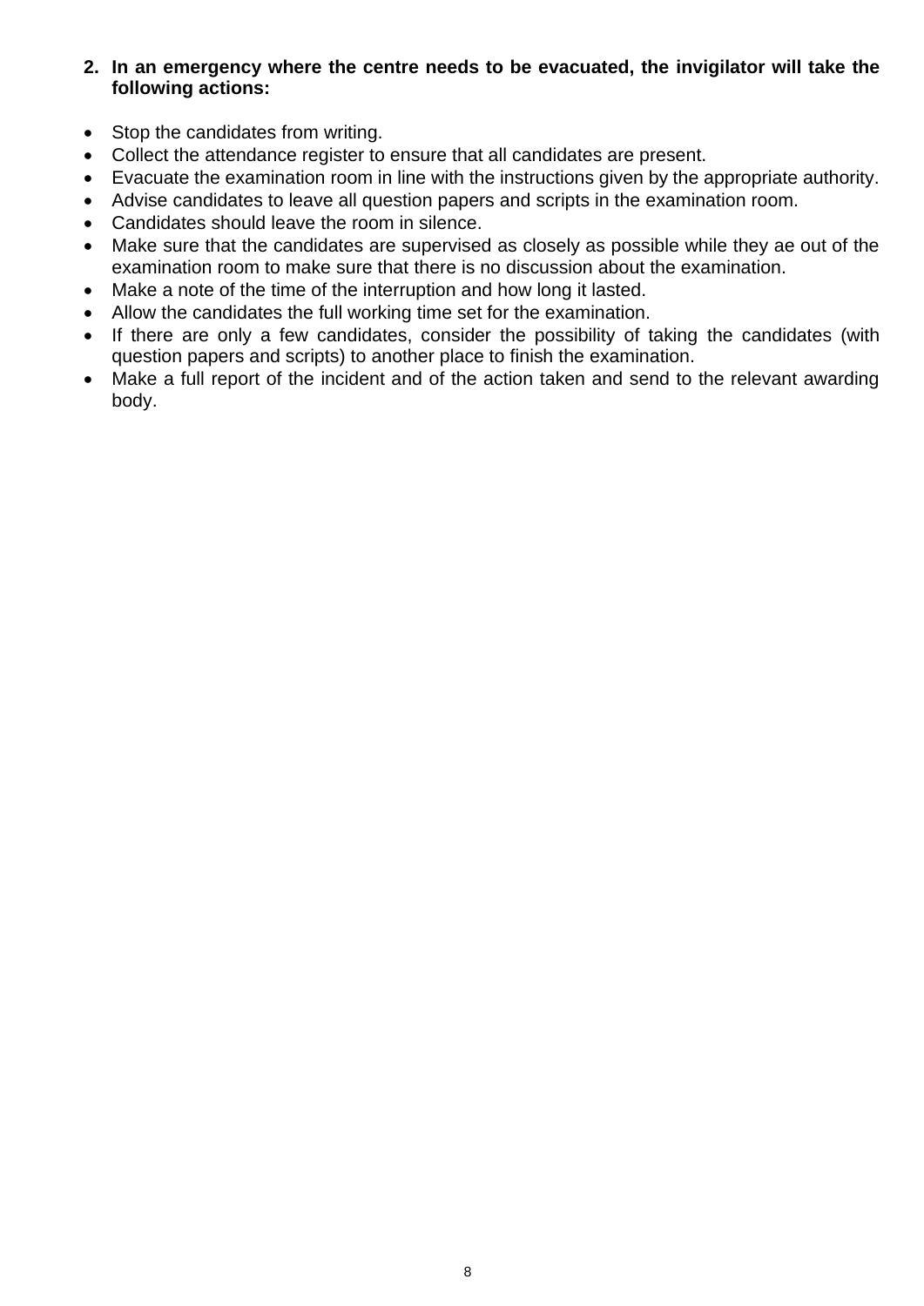2. **In an emergency where the centre needs to be evacuated, the invigilator will take the following actions:**

- Stop the candidates from writing.
- Collect the attendance register to ensure that all candidates are present.
- Evacuate the examination room in line with the instructions given by the appropriate authority.
- Advise candidates to leave all question papers and scripts in the examination room.
- Candidates should leave the room in silence.
- Make sure that the candidates are supervised as closely as possible while they ae out of the examination room to make sure that there is no discussion about the examination.
- Make a note of the time of the interruption and how long it lasted.
- Allow the candidates the full working time set for the examination.
- If there are only a few candidates, consider the possibility of taking the candidates (with question papers and scripts) to another place to finish the examination.
- Make a full report of the incident and of the action taken and send to the relevant awarding body.